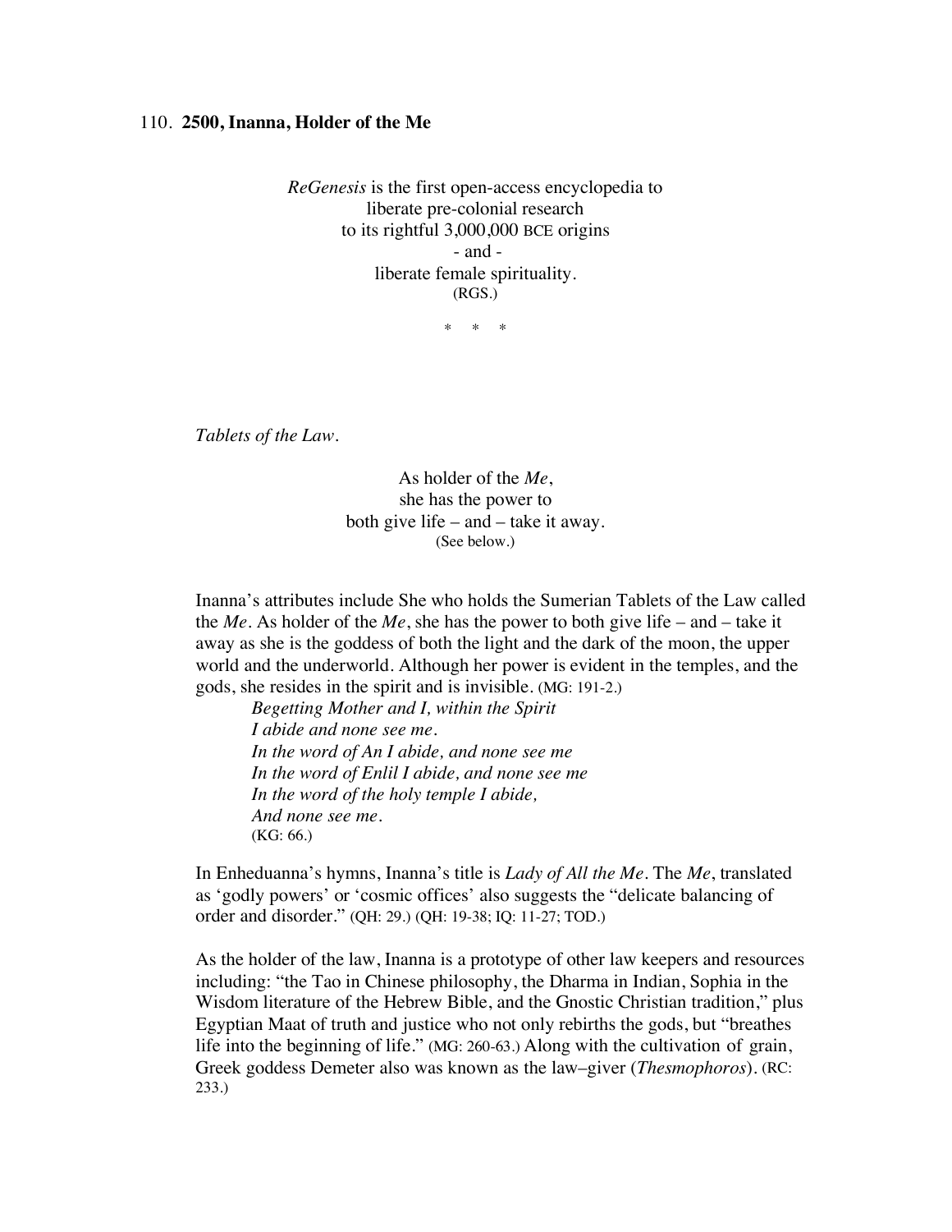## 110. **2500, Inanna, Holder of the Me**

*ReGenesis* is the first open-access encyclopedia to
liberate pre-colonial research
to its rightful 3,000,000 BCE origins
\- and -
liberate female spirituality.
(RGS.)

\* \* \*

*Tablets of the Law*.

As holder of the *Me*,
she has the power to
both give life – and – take it away.
(See below.)

Inanna's attributes include She who holds the Sumerian Tablets of the Law called the *Me*. As holder of the *Me*, she has the power to both give life – and – take it away as she is the goddess of both the light and the dark of the moon, the upper world and the underworld. Although her power is evident in the temples, and the gods, she resides in the spirit and is invisible. (MG: 191-2.)

> *Begetting Mother and I, within the Spirit*
> *I abide and none see me.*
> *In the word of An I abide, and none see me*
> *In the word of Enlil I abide, and none see me*
> *In the word of the holy temple I abide,*
> *And none see me.*
> (KG: 66.)

In Enheduanna's hymns, Inanna's title is *Lady of All the Me*. The *Me*, translated as 'godly powers' or 'cosmic offices' also suggests the "delicate balancing of order and disorder." (QH: 29.) (QH: 19-38; IQ: 11-27; TOD.)

As the holder of the law, Inanna is a prototype of other law keepers and resources including: "the Tao in Chinese philosophy, the Dharma in Indian, Sophia in the Wisdom literature of the Hebrew Bible, and the Gnostic Christian tradition," plus Egyptian Maat of truth and justice who not only rebirths the gods, but "breathes life into the beginning of life." (MG: 260-63.) Along with the cultivation of grain, Greek goddess Demeter also was known as the law–giver (*Thesmophoros*). (RC: 233.)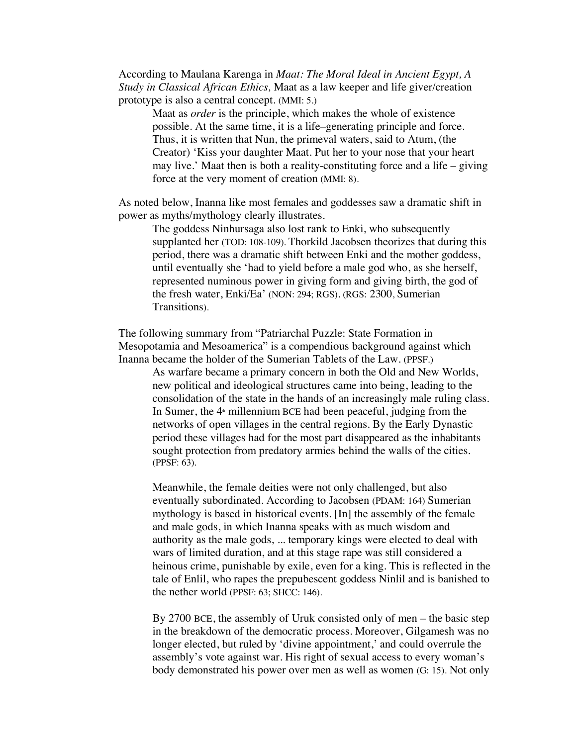According to Maulana Karenga in *Maat: The Moral Ideal in Ancient Egypt, A Study in Classical African Ethics,* Maat as a law keeper and life giver/creation prototype is also a central concept. (MMI: 5.)

> Maat as *order* is the principle, which makes the whole of existence possible. At the same time, it is a life–generating principle and force. Thus, it is written that Nun, the primeval waters, said to Atum, (the Creator) 'Kiss your daughter Maat. Put her to your nose that your heart may live.' Maat then is both a reality-constituting force and a life – giving force at the very moment of creation (MMI: 8).

As noted below, Inanna like most females and goddesses saw a dramatic shift in power as myths/mythology clearly illustrates.

> The goddess Ninhursaga also lost rank to Enki, who subsequently supplanted her (TOD: 108-109). Thorkild Jacobsen theorizes that during this period, there was a dramatic shift between Enki and the mother goddess, until eventually she 'had to yield before a male god who, as she herself, represented numinous power in giving form and giving birth, the god of the fresh water, Enki/Ea' (NON: 294; RGS). (RGS: 2300, Sumerian Transitions).

The following summary from "Patriarchal Puzzle: State Formation in Mesopotamia and Mesoamerica" is a compendious background against which Inanna became the holder of the Sumerian Tablets of the Law. (PPSF.)

> As warfare became a primary concern in both the Old and New Worlds, new political and ideological structures came into being, leading to the consolidation of the state in the hands of an increasingly male ruling class. In Sumer, the 4th millennium BCE had been peaceful, judging from the networks of open villages in the central regions. By the Early Dynastic period these villages had for the most part disappeared as the inhabitants sought protection from predatory armies behind the walls of the cities. (PPSF: 63).
>
> Meanwhile, the female deities were not only challenged, but also eventually subordinated. According to Jacobsen (PDAM: 164) Sumerian mythology is based in historical events. [In] the assembly of the female and male gods, in which Inanna speaks with as much wisdom and authority as the male gods, ... temporary kings were elected to deal with wars of limited duration, and at this stage rape was still considered a heinous crime, punishable by exile, even for a king. This is reflected in the tale of Enlil, who rapes the prepubescent goddess Ninlil and is banished to the nether world (PPSF: 63; SHCC: 146).
>
> By 2700 BCE, the assembly of Uruk consisted only of men – the basic step in the breakdown of the democratic process. Moreover, Gilgamesh was no longer elected, but ruled by 'divine appointment,' and could overrule the assembly's vote against war. His right of sexual access to every woman's body demonstrated his power over men as well as women (G: 15). Not only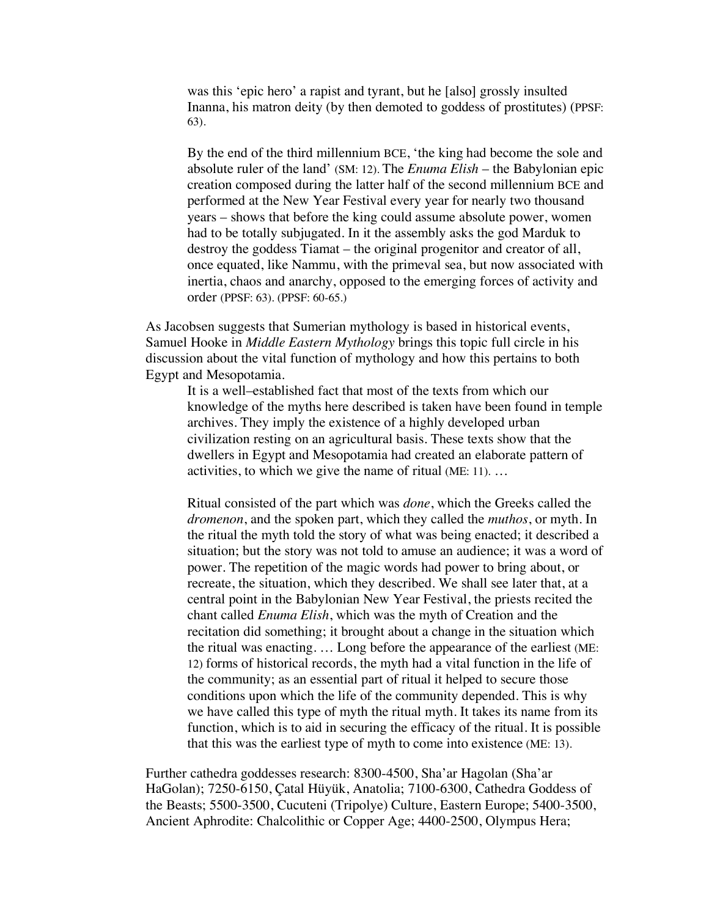> was this 'epic hero' a rapist and tyrant, but he [also] grossly insulted Inanna, his matron deity (by then demoted to goddess of prostitutes) (PPSF: 63).
>
> By the end of the third millennium BCE, 'the king had become the sole and absolute ruler of the land' (SM: 12). The *Enuma Elish* – the Babylonian epic creation composed during the latter half of the second millennium BCE and performed at the New Year Festival every year for nearly two thousand years – shows that before the king could assume absolute power, women had to be totally subjugated. In it the assembly asks the god Marduk to destroy the goddess Tiamat – the original progenitor and creator of all, once equated, like Nammu, with the primeval sea, but now associated with inertia, chaos and anarchy, opposed to the emerging forces of activity and order (PPSF: 63). (PPSF: 60-65.)

As Jacobsen suggests that Sumerian mythology is based in historical events, Samuel Hooke in *Middle Eastern Mythology* brings this topic full circle in his discussion about the vital function of mythology and how this pertains to both Egypt and Mesopotamia.

> It is a well–established fact that most of the texts from which our knowledge of the myths here described is taken have been found in temple archives. They imply the existence of a highly developed urban civilization resting on an agricultural basis. These texts show that the dwellers in Egypt and Mesopotamia had created an elaborate pattern of activities, to which we give the name of ritual (ME: 11). …
>
> Ritual consisted of the part which was *done*, which the Greeks called the *dromenon*, and the spoken part, which they called the *muthos*, or myth. In the ritual the myth told the story of what was being enacted; it described a situation; but the story was not told to amuse an audience; it was a word of power. The repetition of the magic words had power to bring about, or recreate, the situation, which they described. We shall see later that, at a central point in the Babylonian New Year Festival, the priests recited the chant called *Enuma Elish*, which was the myth of Creation and the recitation did something; it brought about a change in the situation which the ritual was enacting. … Long before the appearance of the earliest (ME: 12) forms of historical records, the myth had a vital function in the life of the community; as an essential part of ritual it helped to secure those conditions upon which the life of the community depended. This is why we have called this type of myth the ritual myth. It takes its name from its function, which is to aid in securing the efficacy of the ritual. It is possible that this was the earliest type of myth to come into existence (ME: 13).

Further cathedra goddesses research: 8300-4500, Sha'ar Hagolan (Sha'ar HaGolan); 7250-6150, Çatal Hüyük, Anatolia; 7100-6300, Cathedra Goddess of the Beasts; 5500-3500, Cucuteni (Tripolye) Culture, Eastern Europe; 5400-3500, Ancient Aphrodite: Chalcolithic or Copper Age; 4400-2500, Olympus Hera;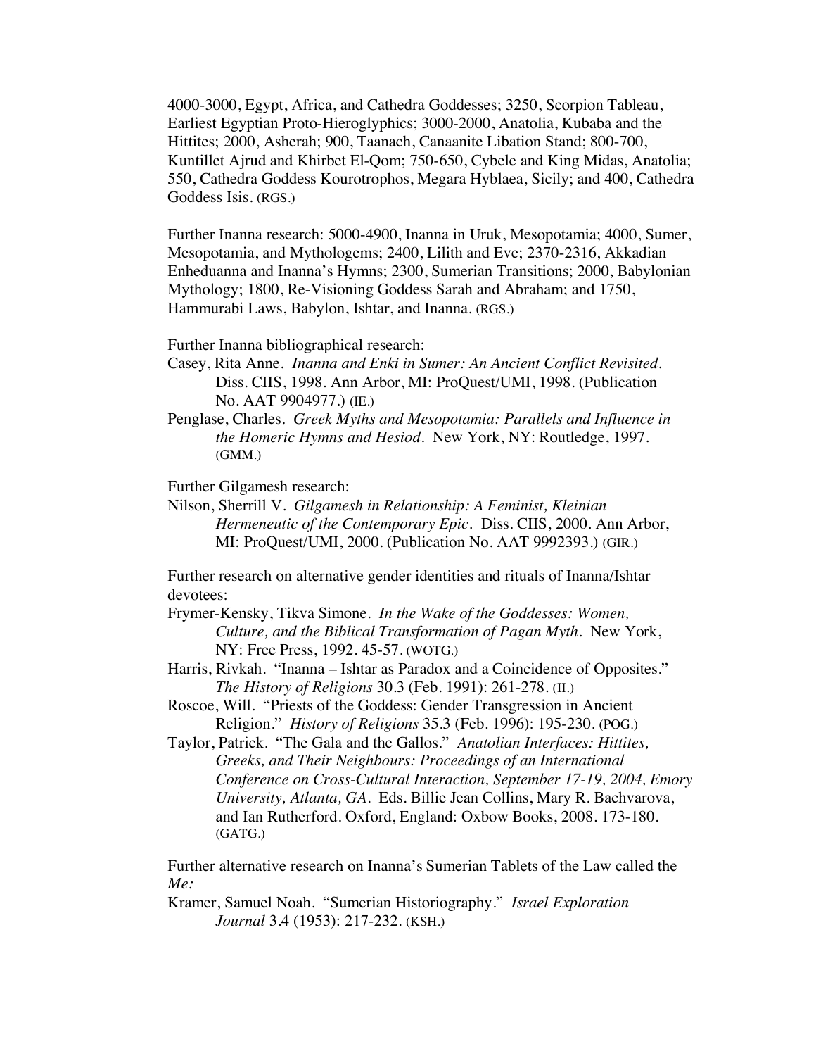4000-3000, Egypt, Africa, and Cathedra Goddesses; 3250, Scorpion Tableau, Earliest Egyptian Proto-Hieroglyphics; 3000-2000, Anatolia, Kubaba and the Hittites; 2000, Asherah; 900, Taanach, Canaanite Libation Stand; 800-700, Kuntillet Ajrud and Khirbet El-Qom; 750-650, Cybele and King Midas, Anatolia; 550, Cathedra Goddess Kourotrophos, Megara Hyblaea, Sicily; and 400, Cathedra Goddess Isis. (RGS.)

Further Inanna research: 5000-4900, Inanna in Uruk, Mesopotamia; 4000, Sumer, Mesopotamia, and Mythologems; 2400, Lilith and Eve; 2370-2316, Akkadian Enheduanna and Inanna's Hymns; 2300, Sumerian Transitions; 2000, Babylonian Mythology; 1800, Re-Visioning Goddess Sarah and Abraham; and 1750, Hammurabi Laws, Babylon, Ishtar, and Inanna. (RGS.)

Further Inanna bibliographical research:

Casey, Rita Anne. *Inanna and Enki in Sumer: An Ancient Conflict Revisited*. Diss. CIIS, 1998. Ann Arbor, MI: ProQuest/UMI, 1998. (Publication No. AAT 9904977.) (IE.)

Penglase, Charles. *Greek Myths and Mesopotamia: Parallels and Influence in the Homeric Hymns and Hesiod*. New York, NY: Routledge, 1997. (GMM.)

Further Gilgamesh research:

Nilson, Sherrill V. *Gilgamesh in Relationship: A Feminist, Kleinian Hermeneutic of the Contemporary Epic*. Diss. CIIS, 2000. Ann Arbor, MI: ProQuest/UMI, 2000. (Publication No. AAT 9992393.) (GIR.)

Further research on alternative gender identities and rituals of Inanna/Ishtar devotees:

Frymer-Kensky, Tikva Simone. *In the Wake of the Goddesses: Women, Culture, and the Biblical Transformation of Pagan Myth*. New York, NY: Free Press, 1992. 45-57. (WOTG.)

Harris, Rivkah. "Inanna – Ishtar as Paradox and a Coincidence of Opposites." *The History of Religions* 30.3 (Feb. 1991): 261-278. (II.)

Roscoe, Will. "Priests of the Goddess: Gender Transgression in Ancient Religion." *History of Religions* 35.3 (Feb. 1996): 195-230. (POG.)

Taylor, Patrick. "The Gala and the Gallos." *Anatolian Interfaces: Hittites, Greeks, and Their Neighbours: Proceedings of an International Conference on Cross-Cultural Interaction, September 17-19, 2004, Emory University, Atlanta, GA*. Eds. Billie Jean Collins, Mary R. Bachvarova, and Ian Rutherford. Oxford, England: Oxbow Books, 2008. 173-180. (GATG.)

Further alternative research on Inanna's Sumerian Tablets of the Law called the *Me:*

Kramer, Samuel Noah. "Sumerian Historiography." *Israel Exploration Journal* 3.4 (1953): 217-232. (KSH.)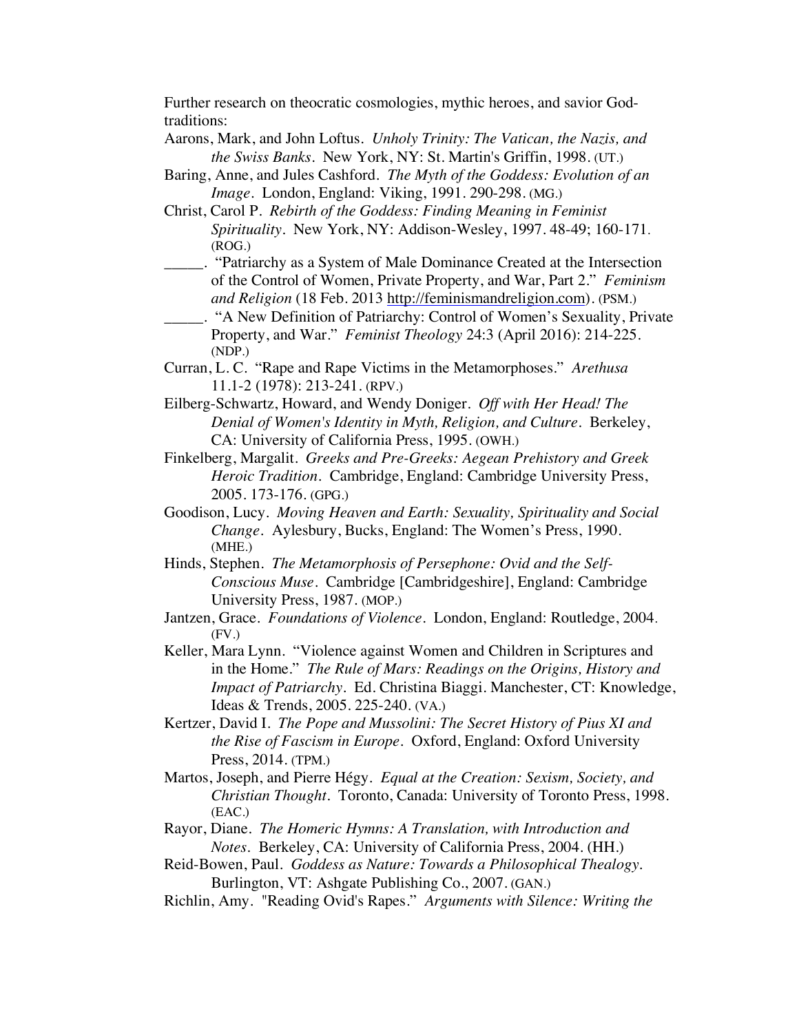Further research on theocratic cosmologies, mythic heroes, and savior God-traditions:

Aarons, Mark, and John Loftus. *Unholy Trinity: The Vatican, the Nazis, and the Swiss Banks*. New York, NY: St. Martin's Griffin, 1998. (UT.)

Baring, Anne, and Jules Cashford. *The Myth of the Goddess: Evolution of an Image*. London, England: Viking, 1991. 290-298. (MG.)

Christ, Carol P. *Rebirth of the Goddess: Finding Meaning in Feminist Spirituality*. New York, NY: Addison-Wesley, 1997. 48-49; 160-171. (ROG.)

_____. "Patriarchy as a System of Male Dominance Created at the Intersection of the Control of Women, Private Property, and War, Part 2." *Feminism and Religion* (18 Feb. 2013 http://feminismandreligion.com). (PSM.)

_____. "A New Definition of Patriarchy: Control of Women's Sexuality, Private Property, and War." *Feminist Theology* 24:3 (April 2016): 214-225. (NDP.)

Curran, L. C. "Rape and Rape Victims in the Metamorphoses." *Arethusa* 11.1-2 (1978): 213-241. (RPV.)

Eilberg-Schwartz, Howard, and Wendy Doniger. *Off with Her Head! The Denial of Women's Identity in Myth, Religion, and Culture*. Berkeley, CA: University of California Press, 1995. (OWH.)

Finkelberg, Margalit. *Greeks and Pre-Greeks: Aegean Prehistory and Greek Heroic Tradition*. Cambridge, England: Cambridge University Press, 2005. 173-176. (GPG.)

Goodison, Lucy. *Moving Heaven and Earth: Sexuality, Spirituality and Social Change*. Aylesbury, Bucks, England: The Women's Press, 1990. (MHE.)

Hinds, Stephen. *The Metamorphosis of Persephone: Ovid and the Self-Conscious Muse*. Cambridge [Cambridgeshire], England: Cambridge University Press, 1987. (MOP.)

Jantzen, Grace. *Foundations of Violence*. London, England: Routledge, 2004. (FV.)

Keller, Mara Lynn. "Violence against Women and Children in Scriptures and in the Home." *The Rule of Mars: Readings on the Origins, History and Impact of Patriarchy*. Ed. Christina Biaggi. Manchester, CT: Knowledge, Ideas & Trends, 2005. 225-240. (VA.)

Kertzer, David I. *The Pope and Mussolini: The Secret History of Pius XI and the Rise of Fascism in Europe*. Oxford, England: Oxford University Press, 2014. (TPM.)

Martos, Joseph, and Pierre Hégy. *Equal at the Creation: Sexism, Society, and Christian Thought*. Toronto, Canada: University of Toronto Press, 1998. (EAC.)

Rayor, Diane. *The Homeric Hymns: A Translation, with Introduction and Notes*. Berkeley, CA: University of California Press, 2004. (HH.)

Reid-Bowen, Paul. *Goddess as Nature: Towards a Philosophical Thealogy*. Burlington, VT: Ashgate Publishing Co., 2007. (GAN.)

Richlin, Amy. "Reading Ovid's Rapes." *Arguments with Silence: Writing the*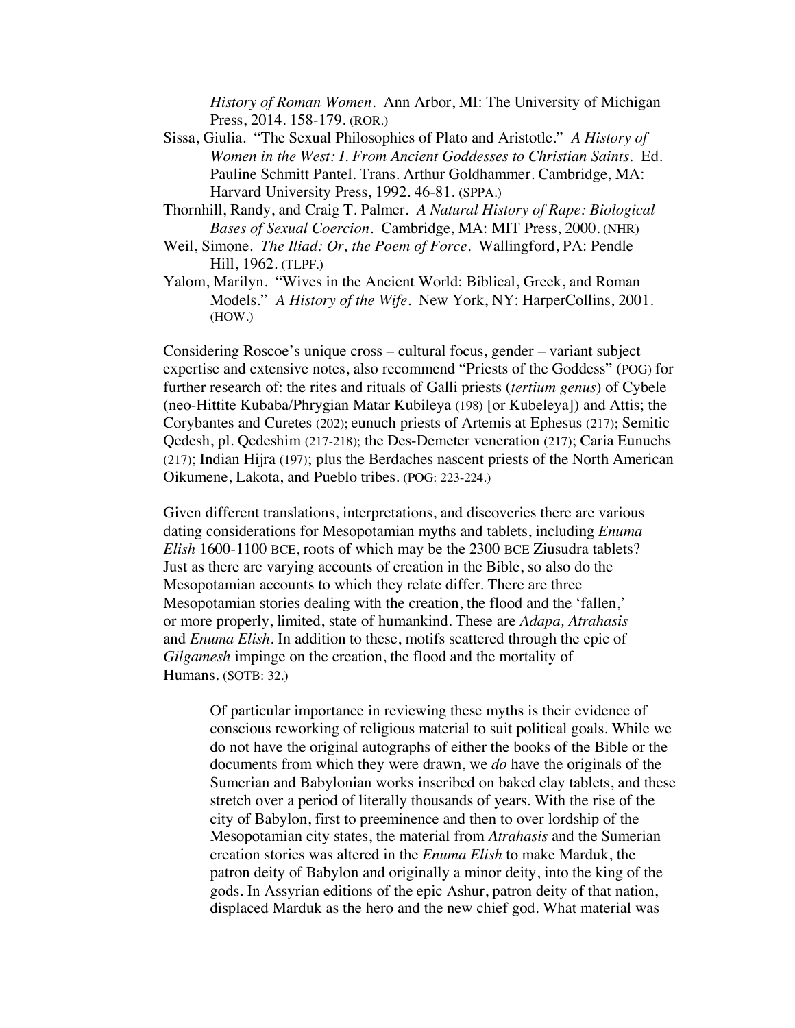*History of Roman Women*. Ann Arbor, MI: The University of Michigan Press, 2014. 158-179. (ROR.)

Sissa, Giulia. "The Sexual Philosophies of Plato and Aristotle." *A History of Women in the West: I. From Ancient Goddesses to Christian Saints*. Ed. Pauline Schmitt Pantel. Trans. Arthur Goldhammer. Cambridge, MA: Harvard University Press, 1992. 46-81. (SPPA.)

Thornhill, Randy, and Craig T. Palmer. *A Natural History of Rape: Biological Bases of Sexual Coercion*. Cambridge, MA: MIT Press, 2000. (NHR)

Weil, Simone. *The Iliad: Or, the Poem of Force*. Wallingford, PA: Pendle Hill, 1962. (TLPF.)

Yalom, Marilyn. "Wives in the Ancient World: Biblical, Greek, and Roman Models." *A History of the Wife*. New York, NY: HarperCollins, 2001. (HOW.)

Considering Roscoe's unique cross – cultural focus, gender – variant subject expertise and extensive notes, also recommend "Priests of the Goddess" (POG) for further research of: the rites and rituals of Galli priests (*tertium genus*) of Cybele (neo-Hittite Kubaba/Phrygian Matar Kubileya (198) [or Kubeleya]) and Attis; the Corybantes and Curetes (202); eunuch priests of Artemis at Ephesus (217); Semitic Qedesh, pl. Qedeshim (217-218); the Des-Demeter veneration (217); Caria Eunuchs (217); Indian Hijra (197); plus the Berdaches nascent priests of the North American Oikumene, Lakota, and Pueblo tribes. (POG: 223-224.)

Given different translations, interpretations, and discoveries there are various dating considerations for Mesopotamian myths and tablets, including *Enuma Elish* 1600-1100 BCE, roots of which may be the 2300 BCE Ziusudra tablets? Just as there are varying accounts of creation in the Bible, so also do the Mesopotamian accounts to which they relate differ. There are three Mesopotamian stories dealing with the creation, the flood and the 'fallen,' or more properly, limited, state of humankind. These are *Adapa, Atrahasis* and *Enuma Elish*. In addition to these, motifs scattered through the epic of *Gilgamesh* impinge on the creation, the flood and the mortality of Humans. (SOTB: 32.)

> Of particular importance in reviewing these myths is their evidence of conscious reworking of religious material to suit political goals. While we do not have the original autographs of either the books of the Bible or the documents from which they were drawn, we *do* have the originals of the Sumerian and Babylonian works inscribed on baked clay tablets, and these stretch over a period of literally thousands of years. With the rise of the city of Babylon, first to preeminence and then to over lordship of the Mesopotamian city states, the material from *Atrahasis* and the Sumerian creation stories was altered in the *Enuma Elish* to make Marduk, the patron deity of Babylon and originally a minor deity, into the king of the gods. In Assyrian editions of the epic Ashur, patron deity of that nation, displaced Marduk as the hero and the new chief god. What material was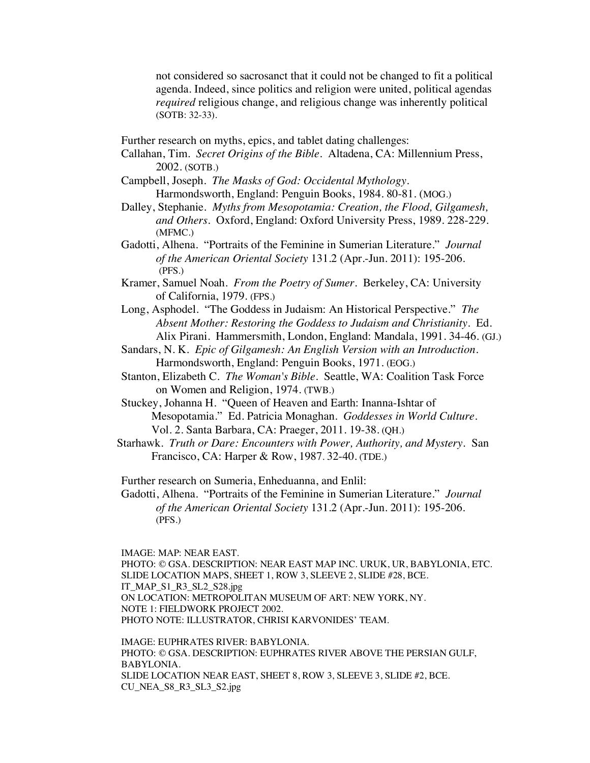> not considered so sacrosanct that it could not be changed to fit a political agenda. Indeed, since politics and religion were united, political agendas *required* religious change, and religious change was inherently political (SOTB: 32-33).

Further research on myths, epics, and tablet dating challenges:

Callahan, Tim. *Secret Origins of the Bible*. Altadena, CA: Millennium Press, 2002. (SOTB.)

Campbell, Joseph. *The Masks of God: Occidental Mythology*. Harmondsworth, England: Penguin Books, 1984. 80-81. (MOG.)

Dalley, Stephanie. *Myths from Mesopotamia: Creation, the Flood, Gilgamesh, and Others*. Oxford, England: Oxford University Press, 1989. 228-229. (MFMC.)

Gadotti, Alhena. "Portraits of the Feminine in Sumerian Literature." *Journal of the American Oriental Society* 131.2 (Apr.-Jun. 2011): 195-206. (PFS.)

Kramer, Samuel Noah. *From the Poetry of Sumer*. Berkeley, CA: University of California, 1979. (FPS.)

Long, Asphodel. "The Goddess in Judaism: An Historical Perspective." *The Absent Mother: Restoring the Goddess to Judaism and Christianity*. Ed. Alix Pirani. Hammersmith, London, England: Mandala, 1991. 34-46. (GJ.)

Sandars, N. K. *Epic of Gilgamesh: An English Version with an Introduction*. Harmondsworth, England: Penguin Books, 1971. (EOG.)

Stanton, Elizabeth C. *The Woman's Bible*. Seattle, WA: Coalition Task Force on Women and Religion, 1974. (TWB.)

Stuckey, Johanna H. "Queen of Heaven and Earth: Inanna-Ishtar of Mesopotamia." Ed. Patricia Monaghan. *Goddesses in World Culture*. Vol. 2. Santa Barbara, CA: Praeger, 2011. 19-38. (QH.)

Starhawk. *Truth or Dare: Encounters with Power, Authority, and Mystery*. San Francisco, CA: Harper & Row, 1987. 32-40. (TDE.)

Further research on Sumeria, Enheduanna, and Enlil:

Gadotti, Alhena. "Portraits of the Feminine in Sumerian Literature." *Journal of the American Oriental Society* 131.2 (Apr.-Jun. 2011): 195-206. (PFS.)

IMAGE: MAP: NEAR EAST.
PHOTO: © GSA. DESCRIPTION: NEAR EAST MAP INC. URUK, UR, BABYLONIA, ETC.
SLIDE LOCATION MAPS, SHEET 1, ROW 3, SLEEVE 2, SLIDE #28, BCE.
IT_MAP_S1_R3_SL2_S28.jpg
ON LOCATION: METROPOLITAN MUSEUM OF ART: NEW YORK, NY.
NOTE 1: FIELDWORK PROJECT 2002.
PHOTO NOTE: ILLUSTRATOR, CHRISI KARVONIDES' TEAM.

IMAGE: EUPHRATES RIVER: BABYLONIA.
PHOTO: © GSA. DESCRIPTION: EUPHRATES RIVER ABOVE THE PERSIAN GULF, BABYLONIA.
SLIDE LOCATION NEAR EAST, SHEET 8, ROW 3, SLEEVE 3, SLIDE #2, BCE.
CU_NEA_S8_R3_SL3_S2.jpg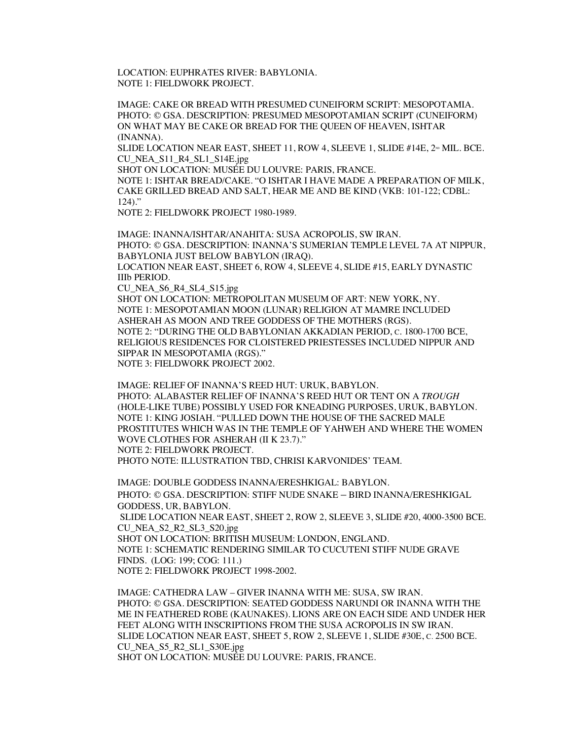LOCATION: EUPHRATES RIVER: BABYLONIA.
NOTE 1: FIELDWORK PROJECT.

IMAGE: CAKE OR BREAD WITH PRESUMED CUNEIFORM SCRIPT: MESOPOTAMIA.
PHOTO: © GSA. DESCRIPTION: PRESUMED MESOPOTAMIAN SCRIPT (CUNEIFORM) ON WHAT MAY BE CAKE OR BREAD FOR THE QUEEN OF HEAVEN, ISHTAR (INANNA).
SLIDE LOCATION NEAR EAST, SHEET 11, ROW 4, SLEEVE 1, SLIDE #14E, 2ND MIL. BCE.
CU_NEA_S11_R4_SL1_S14E.jpg
SHOT ON LOCATION: MUSÉE DU LOUVRE: PARIS, FRANCE.
NOTE 1: ISHTAR BREAD/CAKE. "O ISHTAR I HAVE MADE A PREPARATION OF MILK, CAKE GRILLED BREAD AND SALT, HEAR ME AND BE KIND (VKB: 101-122; CDBL: 124)."
NOTE 2: FIELDWORK PROJECT 1980-1989.

IMAGE: INANNA/ISHTAR/ANAHITA: SUSA ACROPOLIS, SW IRAN.
PHOTO: © GSA. DESCRIPTION: INANNA'S SUMERIAN TEMPLE LEVEL 7A AT NIPPUR, BABYLONIA JUST BELOW BABYLON (IRAQ).
LOCATION NEAR EAST, SHEET 6, ROW 4, SLEEVE 4, SLIDE #15, EARLY DYNASTIC IIIb PERIOD.
CU_NEA_S6_R4_SL4_S15.jpg
SHOT ON LOCATION: METROPOLITAN MUSEUM OF ART: NEW YORK, NY.
NOTE 1: MESOPOTAMIAN MOON (LUNAR) RELIGION AT MAMRE INCLUDED ASHERAH AS MOON AND TREE GODDESS OF THE MOTHERS (RGS).
NOTE 2: "DURING THE OLD BABYLONIAN AKKADIAN PERIOD, C. 1800-1700 BCE, RELIGIOUS RESIDENCES FOR CLOISTERED PRIESTESSES INCLUDED NIPPUR AND SIPPAR IN MESOPOTAMIA (RGS)."
NOTE 3: FIELDWORK PROJECT 2002.

IMAGE: RELIEF OF INANNA'S REED HUT: URUK, BABYLON.
PHOTO: ALABASTER RELIEF OF INANNA'S REED HUT OR TENT ON A *TROUGH* (HOLE-LIKE TUBE) POSSIBLY USED FOR KNEADING PURPOSES, URUK, BABYLON.
NOTE 1: KING JOSIAH. "PULLED DOWN THE HOUSE OF THE SACRED MALE PROSTITUTES WHICH WAS IN THE TEMPLE OF YAHWEH AND WHERE THE WOMEN WOVE CLOTHES FOR ASHERAH (II K 23.7)."
NOTE 2: FIELDWORK PROJECT.
PHOTO NOTE: ILLUSTRATION TBD, CHRISI KARVONIDES' TEAM.

IMAGE: DOUBLE GODDESS INANNA/ERESHKIGAL: BABYLON.
PHOTO: © GSA. DESCRIPTION: STIFF NUDE SNAKE – BIRD INANNA/ERESHKIGAL GODDESS, UR, BABYLON.
SLIDE LOCATION NEAR EAST, SHEET 2, ROW 2, SLEEVE 3, SLIDE #20, 4000-3500 BCE.
CU_NEA_S2_R2_SL3_S20.jpg
SHOT ON LOCATION: BRITISH MUSEUM: LONDON, ENGLAND.
NOTE 1: SCHEMATIC RENDERING SIMILAR TO CUCUTENI STIFF NUDE GRAVE FINDS. (LOG: 199; COG: 111.)
NOTE 2: FIELDWORK PROJECT 1998-2002.

IMAGE: CATHEDRA LAW – GIVER INANNA WITH ME: SUSA, SW IRAN.
PHOTO: © GSA. DESCRIPTION: SEATED GODDESS NARUNDI OR INANNA WITH THE ME IN FEATHERED ROBE (KAUNAKES). LIONS ARE ON EACH SIDE AND UNDER HER FEET ALONG WITH INSCRIPTIONS FROM THE SUSA ACROPOLIS IN SW IRAN.
SLIDE LOCATION NEAR EAST, SHEET 5, ROW 2, SLEEVE 1, SLIDE #30E, C. 2500 BCE.
CU_NEA_S5_R2_SL1_S30E.jpg
SHOT ON LOCATION: MUSÉE DU LOUVRE: PARIS, FRANCE.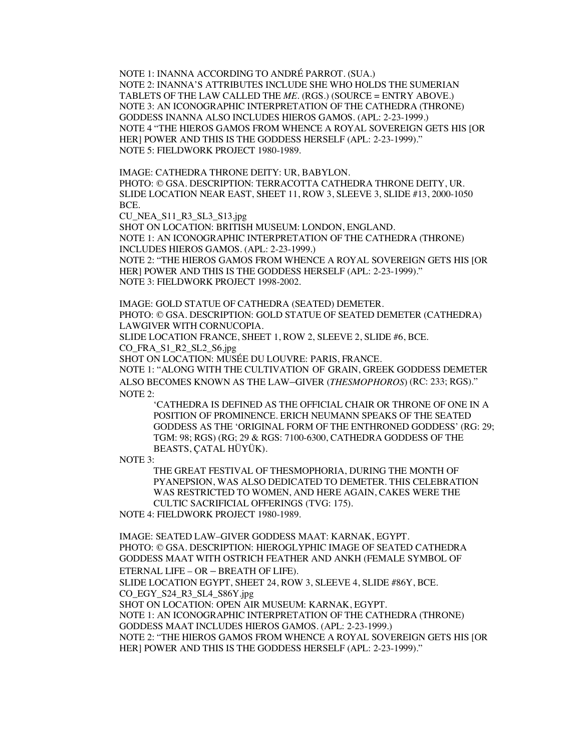NOTE 1: INANNA ACCORDING TO ANDRÉ PARROT. (SUA.)
NOTE 2: INANNA'S ATTRIBUTES INCLUDE SHE WHO HOLDS THE SUMERIAN TABLETS OF THE LAW CALLED THE *ME*. (RGS.) (SOURCE = ENTRY ABOVE.)
NOTE 3: AN ICONOGRAPHIC INTERPRETATION OF THE CATHEDRA (THRONE) GODDESS INANNA ALSO INCLUDES HIEROS GAMOS. (APL: 2-23-1999.)
NOTE 4 "THE HIEROS GAMOS FROM WHENCE A ROYAL SOVEREIGN GETS HIS [OR HER] POWER AND THIS IS THE GODDESS HERSELF (APL: 2-23-1999)."
NOTE 5: FIELDWORK PROJECT 1980-1989.

IMAGE: CATHEDRA THRONE DEITY: UR, BABYLON.
PHOTO: © GSA. DESCRIPTION: TERRACOTTA CATHEDRA THRONE DEITY, UR.
SLIDE LOCATION NEAR EAST, SHEET 11, ROW 3, SLEEVE 3, SLIDE #13, 2000-1050 BCE.
CU_NEA_S11_R3_SL3_S13.jpg
SHOT ON LOCATION: BRITISH MUSEUM: LONDON, ENGLAND.
NOTE 1: AN ICONOGRAPHIC INTERPRETATION OF THE CATHEDRA (THRONE) INCLUDES HIEROS GAMOS. (APL: 2-23-1999.)
NOTE 2: "THE HIEROS GAMOS FROM WHENCE A ROYAL SOVEREIGN GETS HIS [OR HER] POWER AND THIS IS THE GODDESS HERSELF (APL: 2-23-1999)."
NOTE 3: FIELDWORK PROJECT 1998-2002.

IMAGE: GOLD STATUE OF CATHEDRA (SEATED) DEMETER.
PHOTO: © GSA. DESCRIPTION: GOLD STATUE OF SEATED DEMETER (CATHEDRA) LAWGIVER WITH CORNUCOPIA.
SLIDE LOCATION FRANCE, SHEET 1, ROW 2, SLEEVE 2, SLIDE #6, BCE.
CO_FRA_S1_R2_SL2_S6.jpg
SHOT ON LOCATION: MUSÉE DU LOUVRE: PARIS, FRANCE.
NOTE 1: "ALONG WITH THE CULTIVATION OF GRAIN, GREEK GODDESS DEMETER ALSO BECOMES KNOWN AS THE LAW–GIVER (*THESMOPHOROS*) (RC: 233; RGS)."
NOTE 2:

> 'CATHEDRA IS DEFINED AS THE OFFICIAL CHAIR OR THRONE OF ONE IN A POSITION OF PROMINENCE. ERICH NEUMANN SPEAKS OF THE SEATED GODDESS AS THE 'ORIGINAL FORM OF THE ENTHRONED GODDESS' (RG: 29; TGM: 98; RGS) (RG; 29 & RGS: 7100-6300, CATHEDRA GODDESS OF THE BEASTS, ÇATAL HÜYÜK).

NOTE 3:

> THE GREAT FESTIVAL OF THESMOPHORIA, DURING THE MONTH OF PYANEPSION, WAS ALSO DEDICATED TO DEMETER. THIS CELEBRATION WAS RESTRICTED TO WOMEN, AND HERE AGAIN, CAKES WERE THE CULTIC SACRIFICIAL OFFERINGS (TVG: 175).

NOTE 4: FIELDWORK PROJECT 1980-1989.

IMAGE: SEATED LAW–GIVER GODDESS MAAT: KARNAK, EGYPT.
PHOTO: © GSA. DESCRIPTION: HIEROGLYPHIC IMAGE OF SEATED CATHEDRA GODDESS MAAT WITH OSTRICH FEATHER AND ANKH (FEMALE SYMBOL OF ETERNAL LIFE – OR – BREATH OF LIFE).
SLIDE LOCATION EGYPT, SHEET 24, ROW 3, SLEEVE 4, SLIDE #86Y, BCE.
CO_EGY_S24_R3_SL4_S86Y.jpg
SHOT ON LOCATION: OPEN AIR MUSEUM: KARNAK, EGYPT.
NOTE 1: AN ICONOGRAPHIC INTERPRETATION OF THE CATHEDRA (THRONE) GODDESS MAAT INCLUDES HIEROS GAMOS. (APL: 2-23-1999.)
NOTE 2: "THE HIEROS GAMOS FROM WHENCE A ROYAL SOVEREIGN GETS HIS [OR HER] POWER AND THIS IS THE GODDESS HERSELF (APL: 2-23-1999)."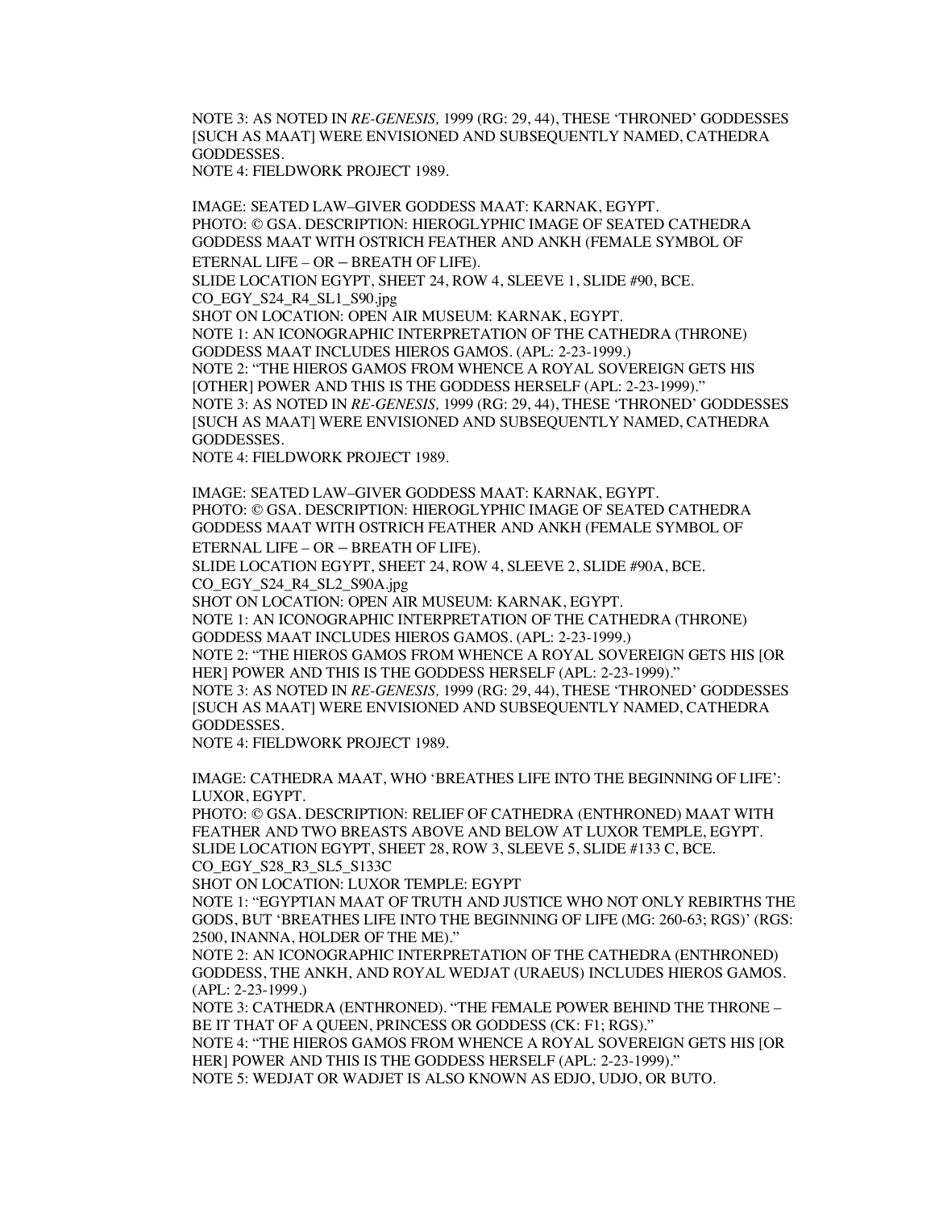NOTE 3: AS NOTED IN *RE-GENESIS,* 1999 (RG: 29, 44), THESE 'THRONED' GODDESSES [SUCH AS MAAT] WERE ENVISIONED AND SUBSEQUENTLY NAMED, CATHEDRA GODDESSES.
NOTE 4: FIELDWORK PROJECT 1989.

IMAGE: SEATED LAW–GIVER GODDESS MAAT: KARNAK, EGYPT.
PHOTO: © GSA. DESCRIPTION: HIEROGLYPHIC IMAGE OF SEATED CATHEDRA GODDESS MAAT WITH OSTRICH FEATHER AND ANKH (FEMALE SYMBOL OF ETERNAL LIFE – OR – BREATH OF LIFE).
SLIDE LOCATION EGYPT, SHEET 24, ROW 4, SLEEVE 1, SLIDE #90, BCE.
CO_EGY_S24_R4_SL1_S90.jpg
SHOT ON LOCATION: OPEN AIR MUSEUM: KARNAK, EGYPT.
NOTE 1: AN ICONOGRAPHIC INTERPRETATION OF THE CATHEDRA (THRONE) GODDESS MAAT INCLUDES HIEROS GAMOS. (APL: 2-23-1999.)
NOTE 2: "THE HIEROS GAMOS FROM WHENCE A ROYAL SOVEREIGN GETS HIS [OTHER] POWER AND THIS IS THE GODDESS HERSELF (APL: 2-23-1999)."
NOTE 3: AS NOTED IN *RE-GENESIS,* 1999 (RG: 29, 44), THESE 'THRONED' GODDESSES [SUCH AS MAAT] WERE ENVISIONED AND SUBSEQUENTLY NAMED, CATHEDRA GODDESSES.
NOTE 4: FIELDWORK PROJECT 1989.

IMAGE: SEATED LAW–GIVER GODDESS MAAT: KARNAK, EGYPT.
PHOTO: © GSA. DESCRIPTION: HIEROGLYPHIC IMAGE OF SEATED CATHEDRA GODDESS MAAT WITH OSTRICH FEATHER AND ANKH (FEMALE SYMBOL OF ETERNAL LIFE – OR – BREATH OF LIFE).
SLIDE LOCATION EGYPT, SHEET 24, ROW 4, SLEEVE 2, SLIDE #90A, BCE.
CO_EGY_S24_R4_SL2_S90A.jpg
SHOT ON LOCATION: OPEN AIR MUSEUM: KARNAK, EGYPT.
NOTE 1: AN ICONOGRAPHIC INTERPRETATION OF THE CATHEDRA (THRONE) GODDESS MAAT INCLUDES HIEROS GAMOS. (APL: 2-23-1999.)
NOTE 2: "THE HIEROS GAMOS FROM WHENCE A ROYAL SOVEREIGN GETS HIS [OR HER] POWER AND THIS IS THE GODDESS HERSELF (APL: 2-23-1999)."
NOTE 3: AS NOTED IN *RE-GENESIS,* 1999 (RG: 29, 44), THESE 'THRONED' GODDESSES [SUCH AS MAAT] WERE ENVISIONED AND SUBSEQUENTLY NAMED, CATHEDRA GODDESSES.
NOTE 4: FIELDWORK PROJECT 1989.

IMAGE: CATHEDRA MAAT, WHO 'BREATHES LIFE INTO THE BEGINNING OF LIFE': LUXOR, EGYPT.
PHOTO: © GSA. DESCRIPTION: RELIEF OF CATHEDRA (ENTHRONED) MAAT WITH FEATHER AND TWO BREASTS ABOVE AND BELOW AT LUXOR TEMPLE, EGYPT.
SLIDE LOCATION EGYPT, SHEET 28, ROW 3, SLEEVE 5, SLIDE #133 C, BCE.
CO_EGY_S28_R3_SL5_S133C
SHOT ON LOCATION: LUXOR TEMPLE: EGYPT
NOTE 1: "EGYPTIAN MAAT OF TRUTH AND JUSTICE WHO NOT ONLY REBIRTHS THE GODS, BUT 'BREATHES LIFE INTO THE BEGINNING OF LIFE (MG: 260-63; RGS)' (RGS: 2500, INANNA, HOLDER OF THE ME)."
NOTE 2: AN ICONOGRAPHIC INTERPRETATION OF THE CATHEDRA (ENTHRONED) GODDESS, THE ANKH, AND ROYAL WEDJAT (URAEUS) INCLUDES HIEROS GAMOS. (APL: 2-23-1999.)
NOTE 3: CATHEDRA (ENTHRONED). "THE FEMALE POWER BEHIND THE THRONE – BE IT THAT OF A QUEEN, PRINCESS OR GODDESS (CK: F1; RGS)."
NOTE 4: "THE HIEROS GAMOS FROM WHENCE A ROYAL SOVEREIGN GETS HIS [OR HER] POWER AND THIS IS THE GODDESS HERSELF (APL: 2-23-1999)."
NOTE 5: WEDJAT OR WADJET IS ALSO KNOWN AS EDJO, UDJO, OR BUTO.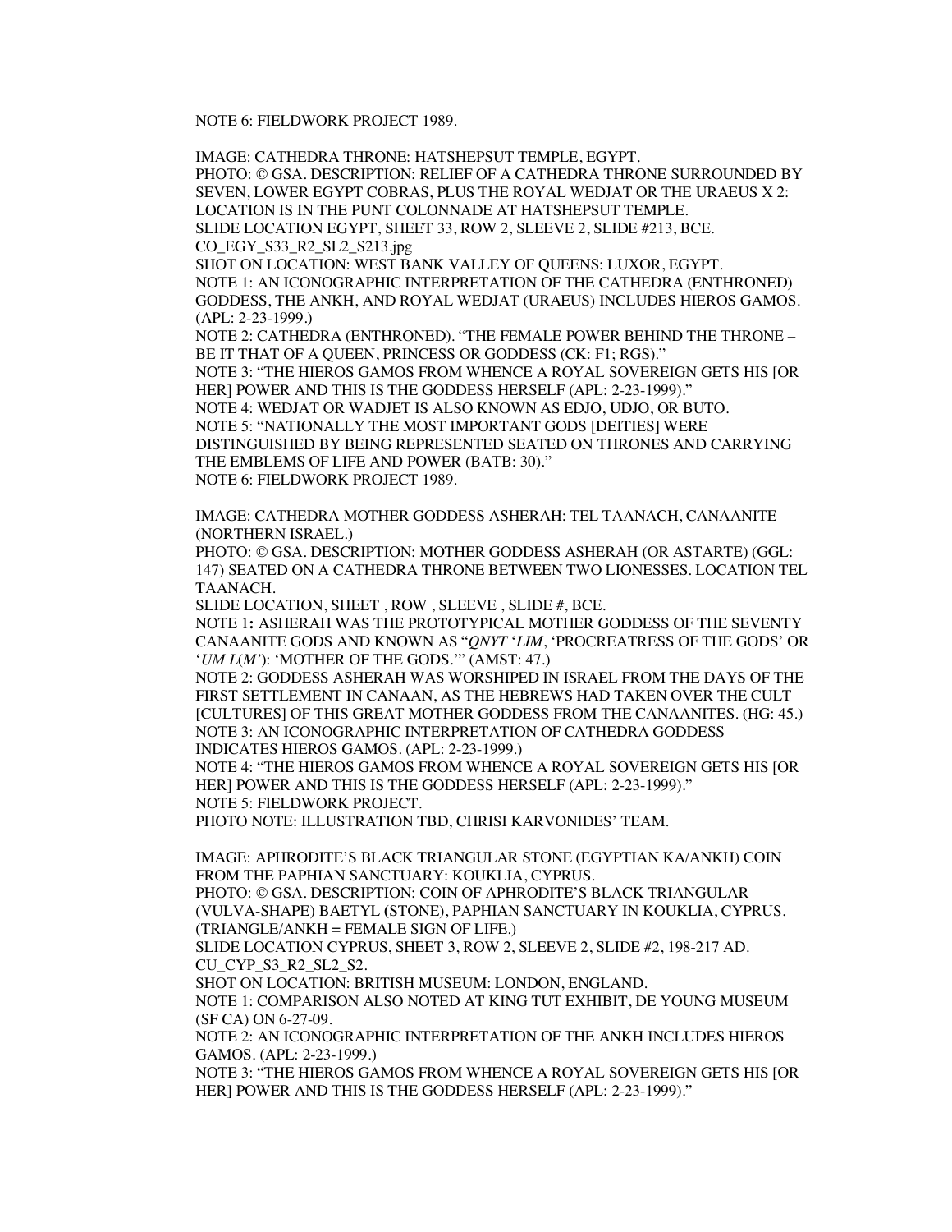NOTE 6: FIELDWORK PROJECT 1989.

IMAGE: CATHEDRA THRONE: HATSHEPSUT TEMPLE, EGYPT.
PHOTO: © GSA. DESCRIPTION: RELIEF OF A CATHEDRA THRONE SURROUNDED BY SEVEN, LOWER EGYPT COBRAS, PLUS THE ROYAL WEDJAT OR THE URAEUS X 2: LOCATION IS IN THE PUNT COLONNADE AT HATSHEPSUT TEMPLE.
SLIDE LOCATION EGYPT, SHEET 33, ROW 2, SLEEVE 2, SLIDE #213, BCE.
CO_EGY_S33_R2_SL2_S213.jpg
SHOT ON LOCATION: WEST BANK VALLEY OF QUEENS: LUXOR, EGYPT.
NOTE 1: AN ICONOGRAPHIC INTERPRETATION OF THE CATHEDRA (ENTHRONED) GODDESS, THE ANKH, AND ROYAL WEDJAT (URAEUS) INCLUDES HIEROS GAMOS. (APL: 2-23-1999.)
NOTE 2: CATHEDRA (ENTHRONED). "THE FEMALE POWER BEHIND THE THRONE – BE IT THAT OF A QUEEN, PRINCESS OR GODDESS (CK: F1; RGS)."
NOTE 3: "THE HIEROS GAMOS FROM WHENCE A ROYAL SOVEREIGN GETS HIS [OR HER] POWER AND THIS IS THE GODDESS HERSELF (APL: 2-23-1999)."
NOTE 4: WEDJAT OR WADJET IS ALSO KNOWN AS EDJO, UDJO, OR BUTO.
NOTE 5: "NATIONALLY THE MOST IMPORTANT GODS [DEITIES] WERE DISTINGUISHED BY BEING REPRESENTED SEATED ON THRONES AND CARRYING THE EMBLEMS OF LIFE AND POWER (BATB: 30)."
NOTE 6: FIELDWORK PROJECT 1989.

IMAGE: CATHEDRA MOTHER GODDESS ASHERAH: TEL TAANACH, CANAANITE (NORTHERN ISRAEL.)
PHOTO: © GSA. DESCRIPTION: MOTHER GODDESS ASHERAH (OR ASTARTE) (GGL: 147) SEATED ON A CATHEDRA THRONE BETWEEN TWO LIONESSES. LOCATION TEL TAANACH.
SLIDE LOCATION, SHEET , ROW , SLEEVE , SLIDE #, BCE.
NOTE 1**:** ASHERAH WAS THE PROTOTYPICAL MOTHER GODDESS OF THE SEVENTY CANAANITE GODS AND KNOWN AS "*QNYT* '*LIM*, 'PROCREATRESS OF THE GODS' OR '*UM L*(*M'*): 'MOTHER OF THE GODS.'" (AMST: 47.)
NOTE 2: GODDESS ASHERAH WAS WORSHIPED IN ISRAEL FROM THE DAYS OF THE FIRST SETTLEMENT IN CANAAN, AS THE HEBREWS HAD TAKEN OVER THE CULT [CULTURES] OF THIS GREAT MOTHER GODDESS FROM THE CANAANITES. (HG: 45.)
NOTE 3: AN ICONOGRAPHIC INTERPRETATION OF CATHEDRA GODDESS INDICATES HIEROS GAMOS. (APL: 2-23-1999.)
NOTE 4: "THE HIEROS GAMOS FROM WHENCE A ROYAL SOVEREIGN GETS HIS [OR HER] POWER AND THIS IS THE GODDESS HERSELF (APL: 2-23-1999)."
NOTE 5: FIELDWORK PROJECT.
PHOTO NOTE: ILLUSTRATION TBD, CHRISI KARVONIDES' TEAM.

IMAGE: APHRODITE'S BLACK TRIANGULAR STONE (EGYPTIAN KA/ANKH) COIN FROM THE PAPHIAN SANCTUARY: KOUKLIA, CYPRUS.
PHOTO: © GSA. DESCRIPTION: COIN OF APHRODITE'S BLACK TRIANGULAR (VULVA-SHAPE) BAETYL (STONE), PAPHIAN SANCTUARY IN KOUKLIA, CYPRUS. (TRIANGLE/ANKH = FEMALE SIGN OF LIFE.)
SLIDE LOCATION CYPRUS, SHEET 3, ROW 2, SLEEVE 2, SLIDE #2, 198-217 AD.
CU_CYP_S3_R2_SL2_S2.
SHOT ON LOCATION: BRITISH MUSEUM: LONDON, ENGLAND.
NOTE 1: COMPARISON ALSO NOTED AT KING TUT EXHIBIT, DE YOUNG MUSEUM (SF CA) ON 6-27-09.
NOTE 2: AN ICONOGRAPHIC INTERPRETATION OF THE ANKH INCLUDES HIEROS GAMOS. (APL: 2-23-1999.)
NOTE 3: "THE HIEROS GAMOS FROM WHENCE A ROYAL SOVEREIGN GETS HIS [OR HER] POWER AND THIS IS THE GODDESS HERSELF (APL: 2-23-1999)."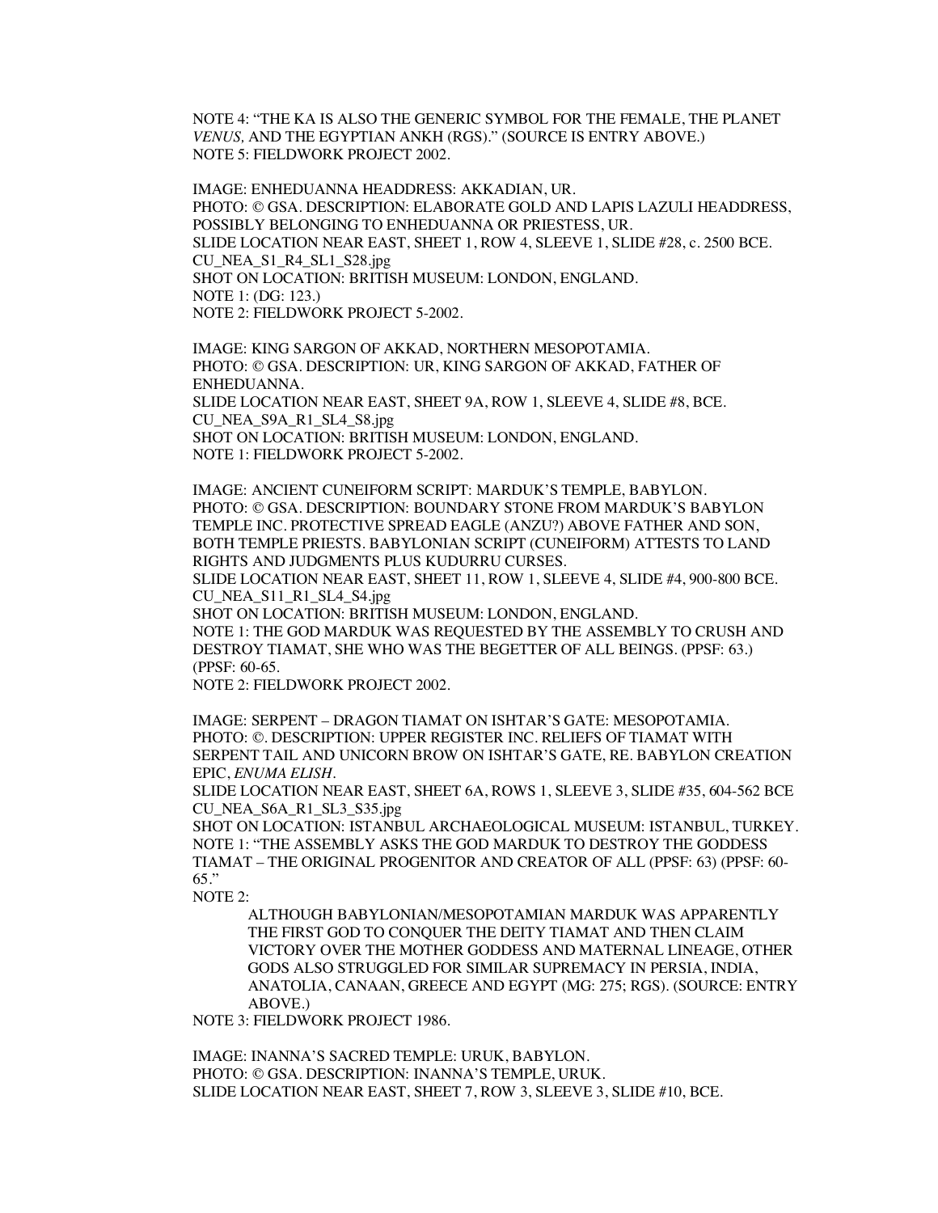NOTE 4: "THE KA IS ALSO THE GENERIC SYMBOL FOR THE FEMALE, THE PLANET *VENUS,* AND THE EGYPTIAN ANKH (RGS)." (SOURCE IS ENTRY ABOVE.)
NOTE 5: FIELDWORK PROJECT 2002.

IMAGE: ENHEDUANNA HEADDRESS: AKKADIAN, UR.
PHOTO: © GSA. DESCRIPTION: ELABORATE GOLD AND LAPIS LAZULI HEADDRESS, POSSIBLY BELONGING TO ENHEDUANNA OR PRIESTESS, UR.
SLIDE LOCATION NEAR EAST, SHEET 1, ROW 4, SLEEVE 1, SLIDE #28, c. 2500 BCE.
CU_NEA_S1_R4_SL1_S28.jpg
SHOT ON LOCATION: BRITISH MUSEUM: LONDON, ENGLAND.
NOTE 1: (DG: 123.)
NOTE 2: FIELDWORK PROJECT 5-2002.

IMAGE: KING SARGON OF AKKAD, NORTHERN MESOPOTAMIA.
PHOTO: © GSA. DESCRIPTION: UR, KING SARGON OF AKKAD, FATHER OF ENHEDUANNA.
SLIDE LOCATION NEAR EAST, SHEET 9A, ROW 1, SLEEVE 4, SLIDE #8, BCE.
CU_NEA_S9A_R1_SL4_S8.jpg
SHOT ON LOCATION: BRITISH MUSEUM: LONDON, ENGLAND.
NOTE 1: FIELDWORK PROJECT 5-2002.

IMAGE: ANCIENT CUNEIFORM SCRIPT: MARDUK'S TEMPLE, BABYLON.
PHOTO: © GSA. DESCRIPTION: BOUNDARY STONE FROM MARDUK'S BABYLON TEMPLE INC. PROTECTIVE SPREAD EAGLE (ANZU?) ABOVE FATHER AND SON, BOTH TEMPLE PRIESTS. BABYLONIAN SCRIPT (CUNEIFORM) ATTESTS TO LAND RIGHTS AND JUDGMENTS PLUS KUDURRU CURSES.
SLIDE LOCATION NEAR EAST, SHEET 11, ROW 1, SLEEVE 4, SLIDE #4, 900-800 BCE.
CU_NEA_S11_R1_SL4_S4.jpg
SHOT ON LOCATION: BRITISH MUSEUM: LONDON, ENGLAND.
NOTE 1: THE GOD MARDUK WAS REQUESTED BY THE ASSEMBLY TO CRUSH AND DESTROY TIAMAT, SHE WHO WAS THE BEGETTER OF ALL BEINGS. (PPSF: 63.) (PPSF: 60-65.
NOTE 2: FIELDWORK PROJECT 2002.

IMAGE: SERPENT – DRAGON TIAMAT ON ISHTAR'S GATE: MESOPOTAMIA.
PHOTO: ©. DESCRIPTION: UPPER REGISTER INC. RELIEFS OF TIAMAT WITH SERPENT TAIL AND UNICORN BROW ON ISHTAR'S GATE, RE. BABYLON CREATION EPIC, *ENUMA ELISH*.
SLIDE LOCATION NEAR EAST, SHEET 6A, ROWS 1, SLEEVE 3, SLIDE #35, 604-562 BCE
CU_NEA_S6A_R1_SL3_S35.jpg
SHOT ON LOCATION: ISTANBUL ARCHAEOLOGICAL MUSEUM: ISTANBUL, TURKEY.
NOTE 1: "THE ASSEMBLY ASKS THE GOD MARDUK TO DESTROY THE GODDESS TIAMAT – THE ORIGINAL PROGENITOR AND CREATOR OF ALL (PPSF: 63) (PPSF: 60-65."
NOTE 2:

> ALTHOUGH BABYLONIAN/MESOPOTAMIAN MARDUK WAS APPARENTLY THE FIRST GOD TO CONQUER THE DEITY TIAMAT AND THEN CLAIM VICTORY OVER THE MOTHER GODDESS AND MATERNAL LINEAGE, OTHER GODS ALSO STRUGGLED FOR SIMILAR SUPREMACY IN PERSIA, INDIA, ANATOLIA, CANAAN, GREECE AND EGYPT (MG: 275; RGS). (SOURCE: ENTRY ABOVE.)

NOTE 3: FIELDWORK PROJECT 1986.

IMAGE: INANNA'S SACRED TEMPLE: URUK, BABYLON.
PHOTO: © GSA. DESCRIPTION: INANNA'S TEMPLE, URUK.
SLIDE LOCATION NEAR EAST, SHEET 7, ROW 3, SLEEVE 3, SLIDE #10, BCE.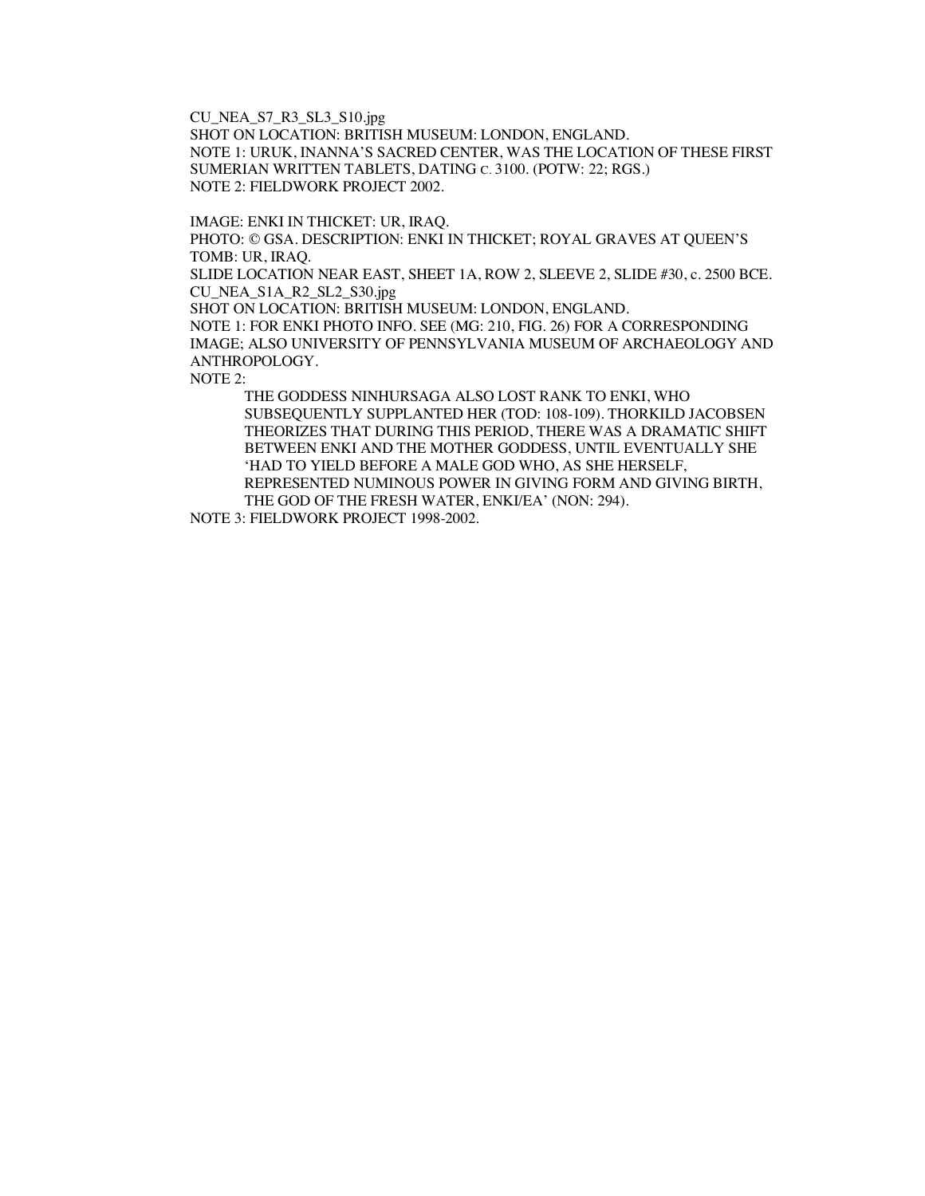CU_NEA_S7_R3_SL3_S10.jpg
SHOT ON LOCATION: BRITISH MUSEUM: LONDON, ENGLAND.
NOTE 1: URUK, INANNA'S SACRED CENTER, WAS THE LOCATION OF THESE FIRST SUMERIAN WRITTEN TABLETS, DATING C. 3100. (POTW: 22; RGS.)
NOTE 2: FIELDWORK PROJECT 2002.

IMAGE: ENKI IN THICKET: UR, IRAQ.
PHOTO: © GSA. DESCRIPTION: ENKI IN THICKET; ROYAL GRAVES AT QUEEN'S TOMB: UR, IRAQ.
SLIDE LOCATION NEAR EAST, SHEET 1A, ROW 2, SLEEVE 2, SLIDE #30, c. 2500 BCE.
CU_NEA_S1A_R2_SL2_S30.jpg
SHOT ON LOCATION: BRITISH MUSEUM: LONDON, ENGLAND.
NOTE 1: FOR ENKI PHOTO INFO. SEE (MG: 210, FIG. 26) FOR A CORRESPONDING IMAGE; ALSO UNIVERSITY OF PENNSYLVANIA MUSEUM OF ARCHAEOLOGY AND ANTHROPOLOGY.
NOTE 2:

> THE GODDESS NINHURSAGA ALSO LOST RANK TO ENKI, WHO SUBSEQUENTLY SUPPLANTED HER (TOD: 108-109). THORKILD JACOBSEN THEORIZES THAT DURING THIS PERIOD, THERE WAS A DRAMATIC SHIFT BETWEEN ENKI AND THE MOTHER GODDESS, UNTIL EVENTUALLY SHE 'HAD TO YIELD BEFORE A MALE GOD WHO, AS SHE HERSELF, REPRESENTED NUMINOUS POWER IN GIVING FORM AND GIVING BIRTH, THE GOD OF THE FRESH WATER, ENKI/EA' (NON: 294).

NOTE 3: FIELDWORK PROJECT 1998-2002.